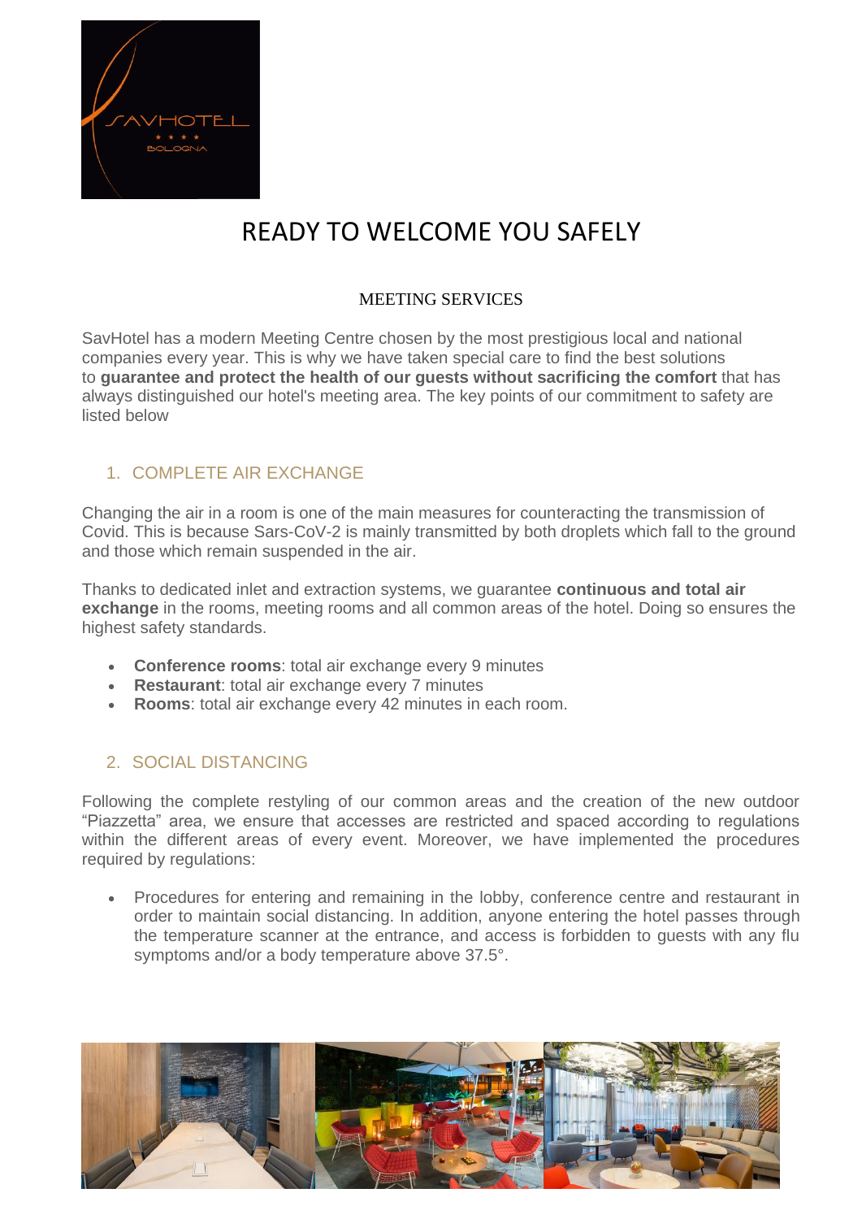# READY TO WELCOME YOU SAFELY

## MEETING SERVICES

SavHotel has a modern Meeting Centre chosen by the most prestigious local and national companies every year. This is why we have taken special care to find the best solutions to **guarantee and protect the health of our guests without sacrificing the comfort** that has always distinguished our hotel's meeting area. The key points of our commitment to safety are listed below

### 1. COMPLETE AIR EXCHANGE

Changing the air in a room is one of the main measures for counteracting the transmission of Covid. This is because Sars-CoV-2 is mainly transmitted by both droplets which fall to the ground and those which remain suspended in the air.

Thanks to dedicated inlet and extraction systems, we guarantee **continuous and total air exchange** in the rooms, meeting rooms and all common areas of the hotel. Doing so ensures the highest safety standards.

- **Conference rooms**: total air exchange every 9 minutes
- **Restaurant**: total air exchange every 7 minutes
- **Rooms**: total air exchange every 42 minutes in each room.

### 2. SOCIAL DISTANCING

Following the complete restyling of our common areas and the creation of the new outdoor "Piazzetta" area, we ensure that accesses are restricted and spaced according to regulations within the different areas of every event. Moreover, we have implemented the procedures required by regulations:

- Procedures for entering and remaining in the lobby, conference centre and restaurant in order to maintain social distancing. In addition, anyone entering the hotel passes through the temperature scanner at the entrance, and access is forbidden to guests with any flu symptoms and/or a body temperature above 37.5°.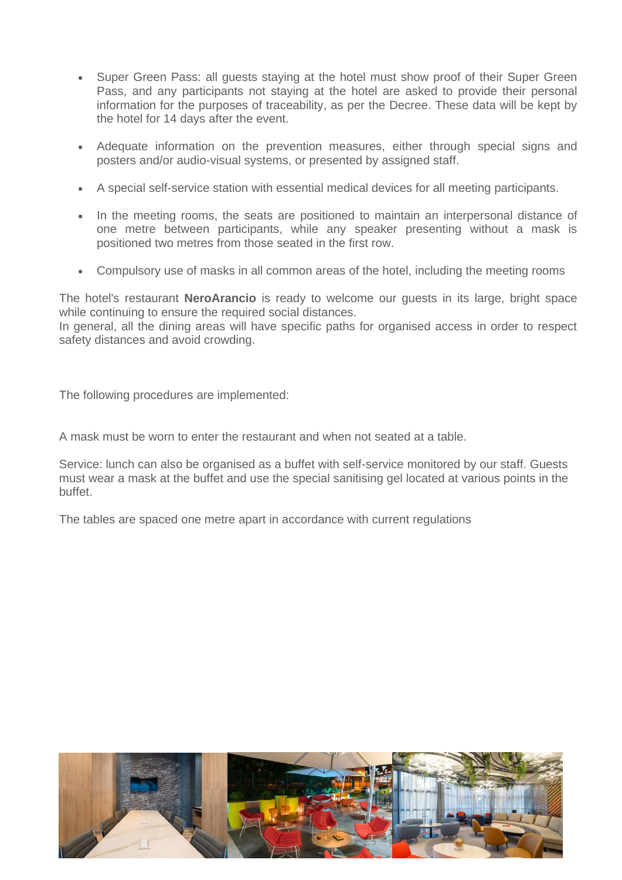- Super Green Pass: all guests staying at the hotel must show proof of their Super Green Pass, and any participants not staying at the hotel are asked to provide their personal information for the purposes of traceability, as per the Decree. These data will be kept by the hotel for 14 days after the event.
- Adequate information on the prevention measures, either through special signs and posters and/or audio-visual systems, or presented by assigned staff.
- A special self-service station with essential medical devices for all meeting participants.
- In the meeting rooms, the seats are positioned to maintain an interpersonal distance of one metre between participants, while any speaker presenting without a mask is positioned two metres from those seated in the first row.
- Compulsory use of masks in all common areas of the hotel, including the meeting rooms

The hotel's restaurant **NeroArancio** is ready to welcome our guests in its large, bright space while continuing to ensure the required social distances.
In general, all the dining areas will have specific paths for organised access in order to respect safety distances and avoid crowding.

The following procedures are implemented:

A mask must be worn to enter the restaurant and when not seated at a table.

Service: lunch can also be organised as a buffet with self-service monitored by our staff. Guests must wear a mask at the buffet and use the special sanitising gel located at various points in the buffet.

The tables are spaced one metre apart in accordance with current regulations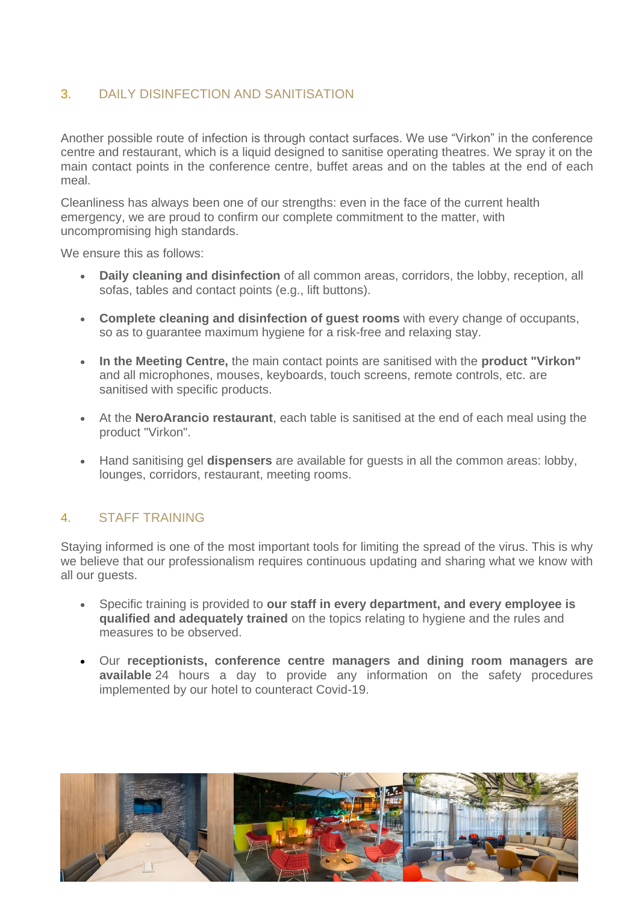## 3. DAILY DISINFECTION AND SANITISATION

Another possible route of infection is through contact surfaces. We use “Virkon” in the conference centre and restaurant, which is a liquid designed to sanitise operating theatres. We spray it on the main contact points in the conference centre, buffet areas and on the tables at the end of each meal.

Cleanliness has always been one of our strengths: even in the face of the current health emergency, we are proud to confirm our complete commitment to the matter, with uncompromising high standards.

We ensure this as follows:

- **Daily cleaning and disinfection** of all common areas, corridors, the lobby, reception, all sofas, tables and contact points (e.g., lift buttons).
- **Complete cleaning and disinfection of guest rooms** with every change of occupants, so as to guarantee maximum hygiene for a risk-free and relaxing stay.
- **In the Meeting Centre,** the main contact points are sanitised with the **product "Virkon"** and all microphones, mouses, keyboards, touch screens, remote controls, etc. are sanitised with specific products.
- At the **NeroArancio restaurant**, each table is sanitised at the end of each meal using the product "Virkon".
- Hand sanitising gel **dispensers** are available for guests in all the common areas: lobby, lounges, corridors, restaurant, meeting rooms.

## 4. STAFF TRAINING

Staying informed is one of the most important tools for limiting the spread of the virus. This is why we believe that our professionalism requires continuous updating and sharing what we know with all our guests.

- Specific training is provided to **our staff in every department, and every employee is qualified and adequately trained** on the topics relating to hygiene and the rules and measures to be observed.
- Our **receptionists, conference centre managers and dining room managers are available** 24 hours a day to provide any information on the safety procedures implemented by our hotel to counteract Covid-19.